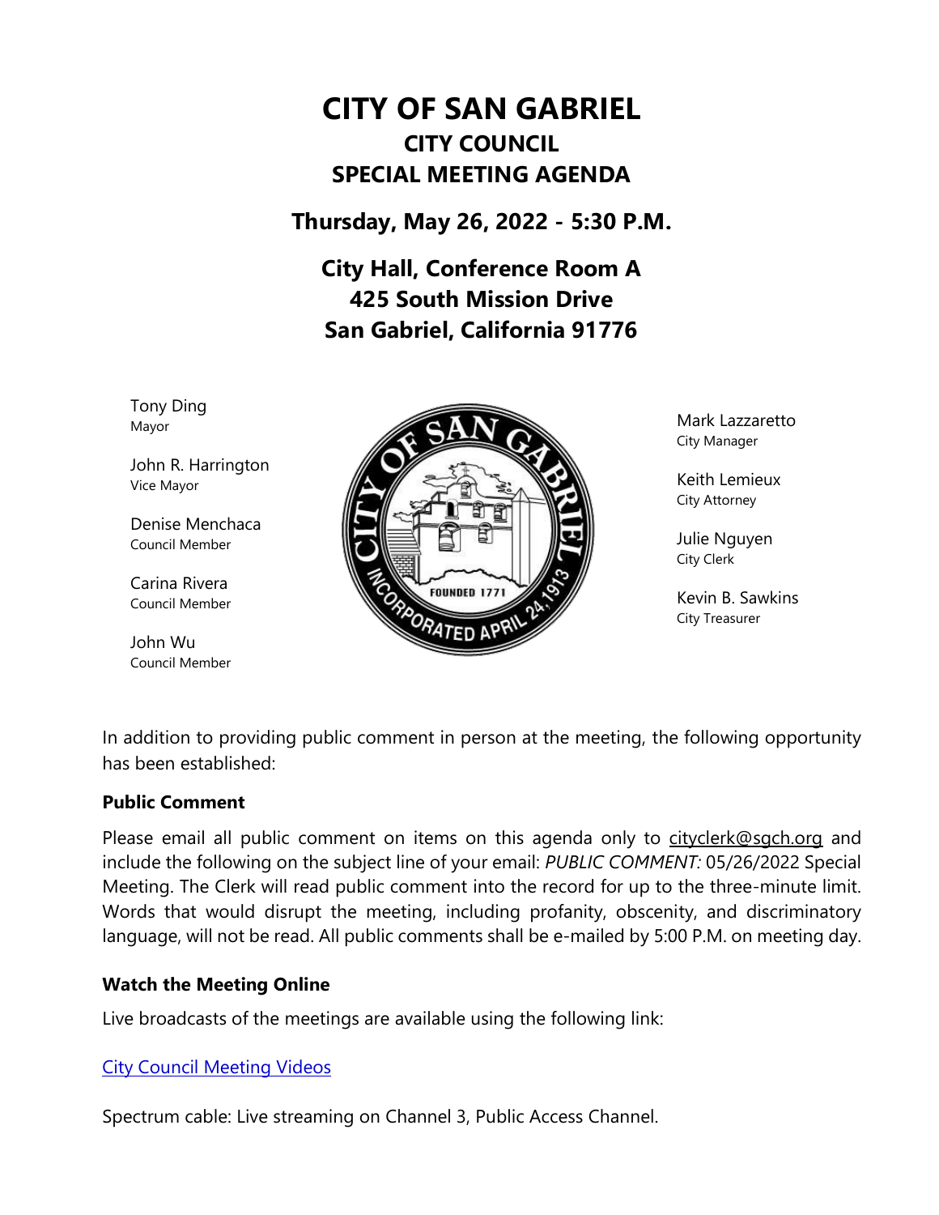# CITY OF SAN GABRIEL

## CITY COUNCIL

## SPECIAL MEETING AGENDA

**Thursday, May 26, 2022 - 5:30 P.M.**

**City Hall, Conference Room A**
**425 South Mission Drive**
**San Gabriel, California 91776**

Tony Ding
Mayor

John R. Harrington
Vice Mayor

Denise Menchaca
Council Member

Carina Rivera
Council Member

John Wu
Council Member

Mark Lazzaretto
City Manager

Keith Lemieux
City Attorney

Julie Nguyen
City Clerk

Kevin B. Sawkins
City Treasurer

In addition to providing public comment in person at the meeting, the following opportunity has been established:

**Public Comment**

Please email all public comment on items on this agenda only to cityclerk@sgch.org and include the following on the subject line of your email: *PUBLIC COMMENT:* 05/26/2022 Special Meeting. The Clerk will read public comment into the record for up to the three-minute limit. Words that would disrupt the meeting, including profanity, obscenity, and discriminatory language, will not be read. All public comments shall be e-mailed by 5:00 P.M. on meeting day.

**Watch the Meeting Online**

Live broadcasts of the meetings are available using the following link:

City Council Meeting Videos

Spectrum cable: Live streaming on Channel 3, Public Access Channel.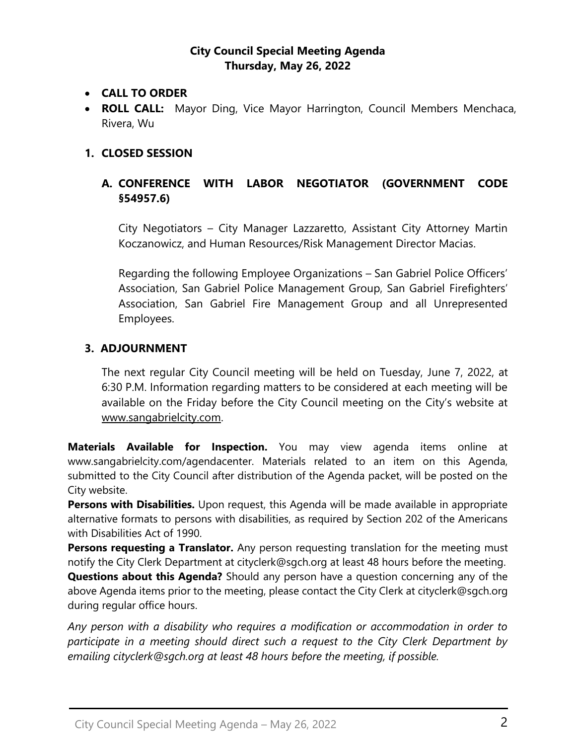**City Council Special Meeting Agenda**
**Thursday, May 26, 2022**

- **CALL TO ORDER**
- **ROLL CALL:** Mayor Ding, Vice Mayor Harrington, Council Members Menchaca, Rivera, Wu

**1. CLOSED SESSION**

**A. CONFERENCE WITH LABOR NEGOTIATOR (GOVERNMENT CODE §54957.6)**

City Negotiators – City Manager Lazzaretto, Assistant City Attorney Martin Koczanowicz, and Human Resources/Risk Management Director Macias.

Regarding the following Employee Organizations – San Gabriel Police Officers' Association, San Gabriel Police Management Group, San Gabriel Firefighters' Association, San Gabriel Fire Management Group and all Unrepresented Employees.

**3. ADJOURNMENT**

The next regular City Council meeting will be held on Tuesday, June 7, 2022, at 6:30 P.M. Information regarding matters to be considered at each meeting will be available on the Friday before the City Council meeting on the City's website at www.sangabrielcity.com.

**Materials Available for Inspection.** You may view agenda items online at www.sangabrielcity.com/agendacenter. Materials related to an item on this Agenda, submitted to the City Council after distribution of the Agenda packet, will be posted on the City website.
**Persons with Disabilities.** Upon request, this Agenda will be made available in appropriate alternative formats to persons with disabilities, as required by Section 202 of the Americans with Disabilities Act of 1990.
**Persons requesting a Translator.** Any person requesting translation for the meeting must notify the City Clerk Department at cityclerk@sgch.org at least 48 hours before the meeting.
**Questions about this Agenda?** Should any person have a question concerning any of the above Agenda items prior to the meeting, please contact the City Clerk at cityclerk@sgch.org during regular office hours.

*Any person with a disability who requires a modification or accommodation in order to participate in a meeting should direct such a request to the City Clerk Department by emailing cityclerk@sgch.org at least 48 hours before the meeting, if possible.*